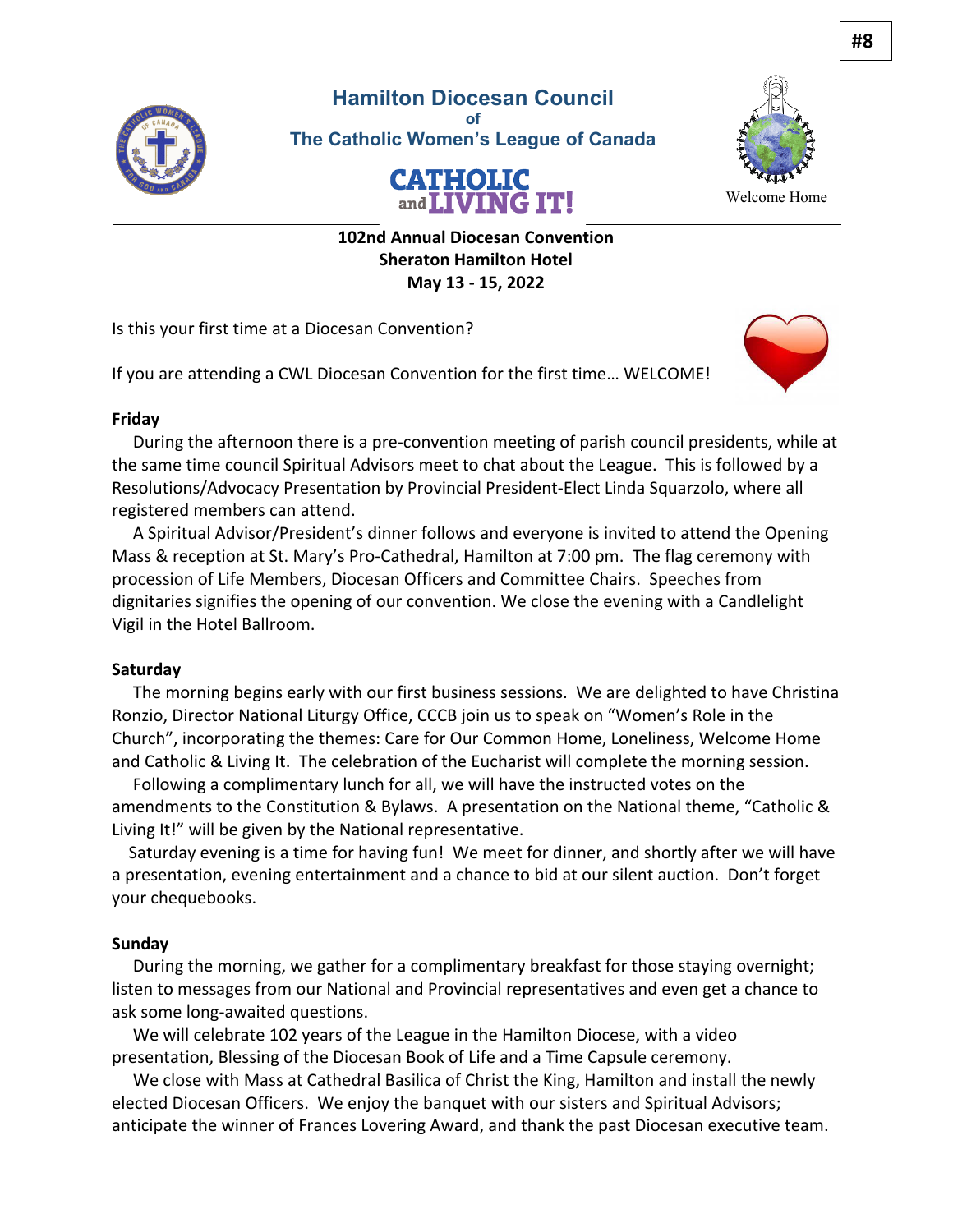#8

# Hamilton Diocesan Council of The Catholic Women's League of Canada

CATHOLIC and LIVING IT!

Welcome Home

**102nd Annual Diocesan Convention**
**Sheraton Hamilton Hotel**
**May 13 - 15, 2022**

Is this your first time at a Diocesan Convention?

If you are attending a CWL Diocesan Convention for the first time… WELCOME!

**Friday**

During the afternoon there is a pre-convention meeting of parish council presidents, while at the same time council Spiritual Advisors meet to chat about the League. This is followed by a Resolutions/Advocacy Presentation by Provincial President-Elect Linda Squarzolo, where all registered members can attend.

A Spiritual Advisor/President's dinner follows and everyone is invited to attend the Opening Mass & reception at St. Mary's Pro-Cathedral, Hamilton at 7:00 pm. The flag ceremony with procession of Life Members, Diocesan Officers and Committee Chairs. Speeches from dignitaries signifies the opening of our convention. We close the evening with a Candlelight Vigil in the Hotel Ballroom.

**Saturday**

The morning begins early with our first business sessions. We are delighted to have Christina Ronzio, Director National Liturgy Office, CCCB join us to speak on "Women's Role in the Church", incorporating the themes: Care for Our Common Home, Loneliness, Welcome Home and Catholic & Living It. The celebration of the Eucharist will complete the morning session.

Following a complimentary lunch for all, we will have the instructed votes on the amendments to the Constitution & Bylaws. A presentation on the National theme, "Catholic & Living It!" will be given by the National representative.

Saturday evening is a time for having fun! We meet for dinner, and shortly after we will have a presentation, evening entertainment and a chance to bid at our silent auction. Don't forget your chequebooks.

**Sunday**

During the morning, we gather for a complimentary breakfast for those staying overnight; listen to messages from our National and Provincial representatives and even get a chance to ask some long-awaited questions.

We will celebrate 102 years of the League in the Hamilton Diocese, with a video presentation, Blessing of the Diocesan Book of Life and a Time Capsule ceremony.

We close with Mass at Cathedral Basilica of Christ the King, Hamilton and install the newly elected Diocesan Officers. We enjoy the banquet with our sisters and Spiritual Advisors; anticipate the winner of Frances Lovering Award, and thank the past Diocesan executive team.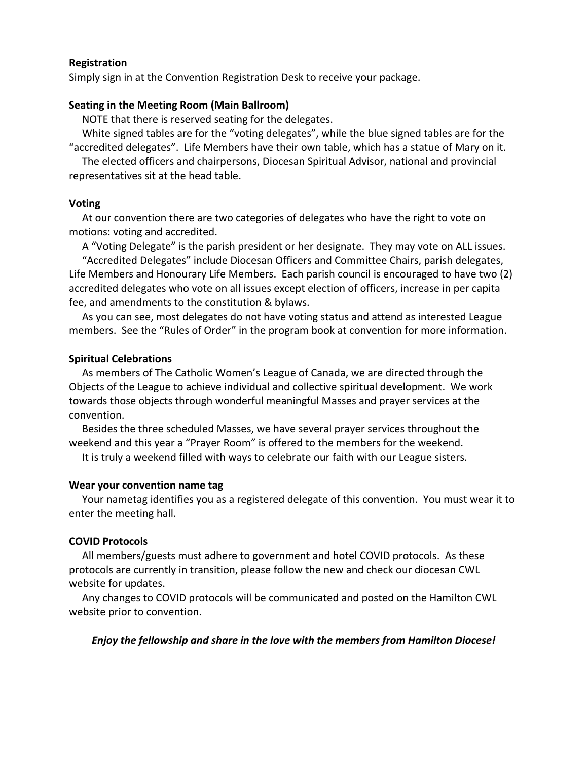**Registration**

Simply sign in at the Convention Registration Desk to receive your package.

**Seating in the Meeting Room (Main Ballroom)**

NOTE that there is reserved seating for the delegates.

White signed tables are for the "voting delegates", while the blue signed tables are for the "accredited delegates". Life Members have their own table, which has a statue of Mary on it.

The elected officers and chairpersons, Diocesan Spiritual Advisor, national and provincial representatives sit at the head table.

**Voting**

At our convention there are two categories of delegates who have the right to vote on motions: <u>voting</u> and <u>accredited</u>.

A "Voting Delegate" is the parish president or her designate. They may vote on ALL issues.

"Accredited Delegates" include Diocesan Officers and Committee Chairs, parish delegates, Life Members and Honourary Life Members. Each parish council is encouraged to have two (2) accredited delegates who vote on all issues except election of officers, increase in per capita fee, and amendments to the constitution & bylaws.

As you can see, most delegates do not have voting status and attend as interested League members. See the "Rules of Order" in the program book at convention for more information.

**Spiritual Celebrations**

As members of The Catholic Women's League of Canada, we are directed through the Objects of the League to achieve individual and collective spiritual development. We work towards those objects through wonderful meaningful Masses and prayer services at the convention.

Besides the three scheduled Masses, we have several prayer services throughout the weekend and this year a "Prayer Room" is offered to the members for the weekend.

It is truly a weekend filled with ways to celebrate our faith with our League sisters.

**Wear your convention name tag**

Your nametag identifies you as a registered delegate of this convention. You must wear it to enter the meeting hall.

**COVID Protocols**

All members/guests must adhere to government and hotel COVID protocols. As these protocols are currently in transition, please follow the new and check our diocesan CWL website for updates.

Any changes to COVID protocols will be communicated and posted on the Hamilton CWL website prior to convention.

***Enjoy the fellowship and share in the love with the members from Hamilton Diocese!***